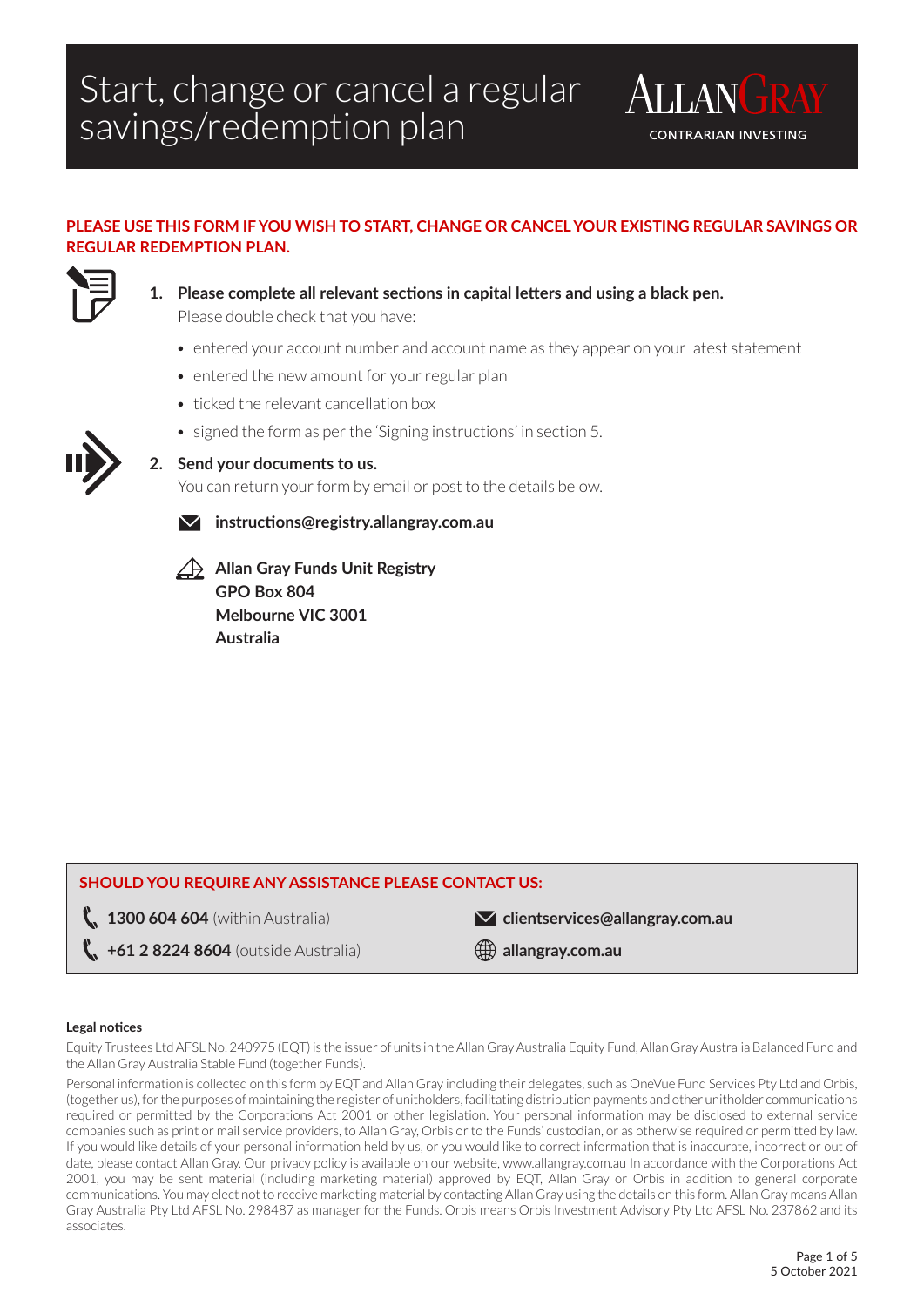# Start, change or cancel a regular savings/redemption plan

ALLAN GRAY
CONTRARIAN INVESTING

**PLEASE USE THIS FORM IF YOU WISH TO START, CHANGE OR CANCEL YOUR EXISTING REGULAR SAVINGS OR REGULAR REDEMPTION PLAN.**

1. **Please complete all relevant sections in capital letters and using a black pen.**
   Please double check that you have:
   - entered your account number and account name as they appear on your latest statement
   - entered the new amount for your regular plan
   - ticked the relevant cancellation box
   - signed the form as per the 'Signing instructions' in section 5.

2. **Send your documents to us.**
   You can return your form by email or post to the details below.

   **instructions@registry.allangray.com.au**

   **Allan Gray Funds Unit Registry**
   **GPO Box 804**
   **Melbourne VIC 3001**
   **Australia**

**SHOULD YOU REQUIRE ANY ASSISTANCE PLEASE CONTACT US:**

**1300 604 604** (within Australia)

**+61 2 8224 8604** (outside Australia)

**clientservices@allangray.com.au**

**allangray.com.au**

**Legal notices**

Equity Trustees Ltd AFSL No. 240975 (EQT) is the issuer of units in the Allan Gray Australia Equity Fund, Allan Gray Australia Balanced Fund and the Allan Gray Australia Stable Fund (together Funds).

Personal information is collected on this form by EQT and Allan Gray including their delegates, such as OneVue Fund Services Pty Ltd and Orbis, (together us), for the purposes of maintaining the register of unitholders, facilitating distribution payments and other unitholder communications required or permitted by the Corporations Act 2001 or other legislation. Your personal information may be disclosed to external service companies such as print or mail service providers, to Allan Gray, Orbis or to the Funds' custodian, or as otherwise required or permitted by law. If you would like details of your personal information held by us, or you would like to correct information that is inaccurate, incorrect or out of date, please contact Allan Gray. Our privacy policy is available on our website, www.allangray.com.au In accordance with the Corporations Act 2001, you may be sent material (including marketing material) approved by EQT, Allan Gray or Orbis in addition to general corporate communications. You may elect not to receive marketing material by contacting Allan Gray using the details on this form. Allan Gray means Allan Gray Australia Pty Ltd AFSL No. 298487 as manager for the Funds. Orbis means Orbis Investment Advisory Pty Ltd AFSL No. 237862 and its associates.

5 October 2021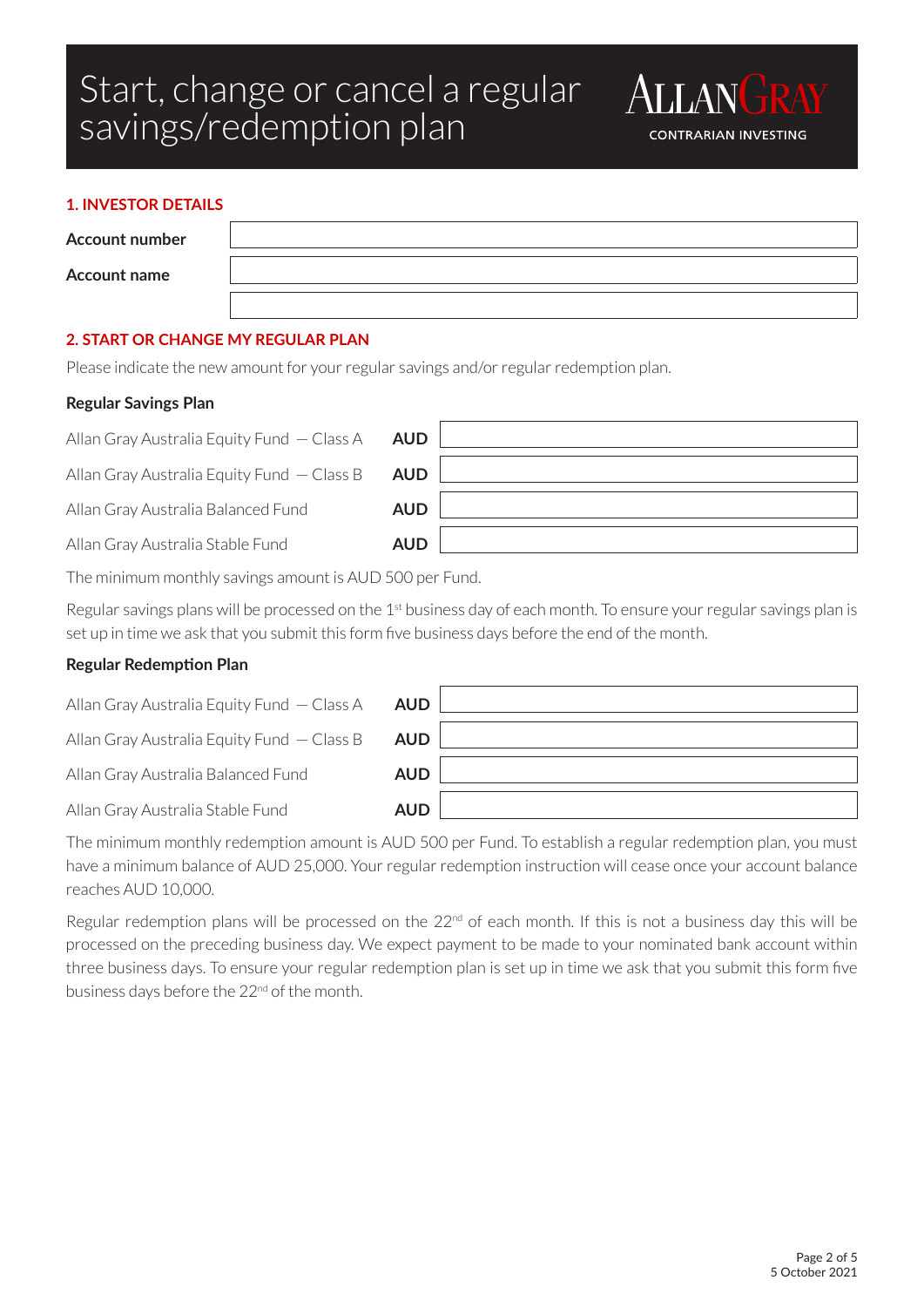# Start, change or cancel a regular savings/redemption plan

ALLAN GRAY
CONTRARIAN INVESTING

## 1. INVESTOR DETAILS

| | |
|---|---|
| **Account number** | |
| **Account name** | |
| | |

## 2. START OR CHANGE MY REGULAR PLAN

Please indicate the new amount for your regular savings and/or regular redemption plan.

### Regular Savings Plan

| | | |
|---|---|---|
| Allan Gray Australia Equity Fund – Class A | **AUD** | |
| Allan Gray Australia Equity Fund – Class B | **AUD** | |
| Allan Gray Australia Balanced Fund | **AUD** | |
| Allan Gray Australia Stable Fund | **AUD** | |

The minimum monthly savings amount is AUD 500 per Fund.

Regular savings plans will be processed on the 1st business day of each month. To ensure your regular savings plan is set up in time we ask that you submit this form five business days before the end of the month.

### Regular Redemption Plan

| | | |
|---|---|---|
| Allan Gray Australia Equity Fund – Class A | **AUD** | |
| Allan Gray Australia Equity Fund – Class B | **AUD** | |
| Allan Gray Australia Balanced Fund | **AUD** | |
| Allan Gray Australia Stable Fund | **AUD** | |

The minimum monthly redemption amount is AUD 500 per Fund. To establish a regular redemption plan, you must have a minimum balance of AUD 25,000. Your regular redemption instruction will cease once your account balance reaches AUD 10,000.

Regular redemption plans will be processed on the 22nd of each month. If this is not a business day this will be processed on the preceding business day. We expect payment to be made to your nominated bank account within three business days. To ensure your regular redemption plan is set up in time we ask that you submit this form five business days before the 22nd of the month.

5 October 2021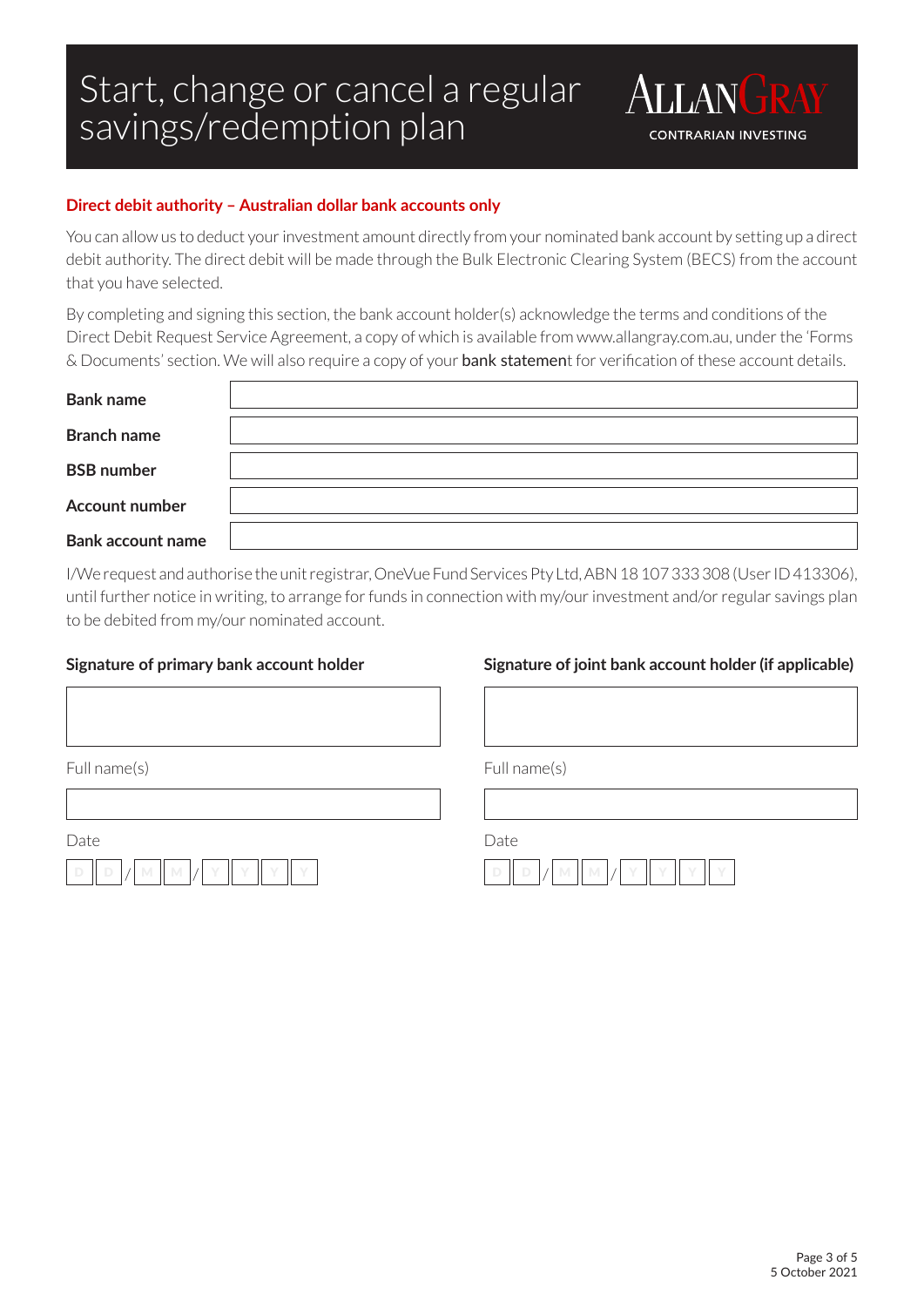# Start, change or cancel a regular savings/redemption plan

ALLAN GRAY
CONTRARIAN INVESTING

## Direct debit authority – Australian dollar bank accounts only

You can allow us to deduct your investment amount directly from your nominated bank account by setting up a direct debit authority. The direct debit will be made through the Bulk Electronic Clearing System (BECS) from the account that you have selected.

By completing and signing this section, the bank account holder(s) acknowledge the terms and conditions of the Direct Debit Request Service Agreement, a copy of which is available from www.allangray.com.au, under the 'Forms & Documents' section. We will also require a copy of your **bank statement** for verification of these account details.

| | |
|---|---|
| **Bank name** | |
| **Branch name** | |
| **BSB number** | |
| **Account number** | |
| **Bank account name** | |

I/We request and authorise the unit registrar, OneVue Fund Services Pty Ltd, ABN 18 107 333 308 (User ID 413306), until further notice in writing, to arrange for funds in connection with my/our investment and/or regular savings plan to be debited from my/our nominated account.

**Signature of primary bank account holder**

Full name(s)

Date

D D / M M / Y Y Y Y

**Signature of joint bank account holder (if applicable)**

Full name(s)

Date

D D / M M / Y Y Y Y

5 October 2021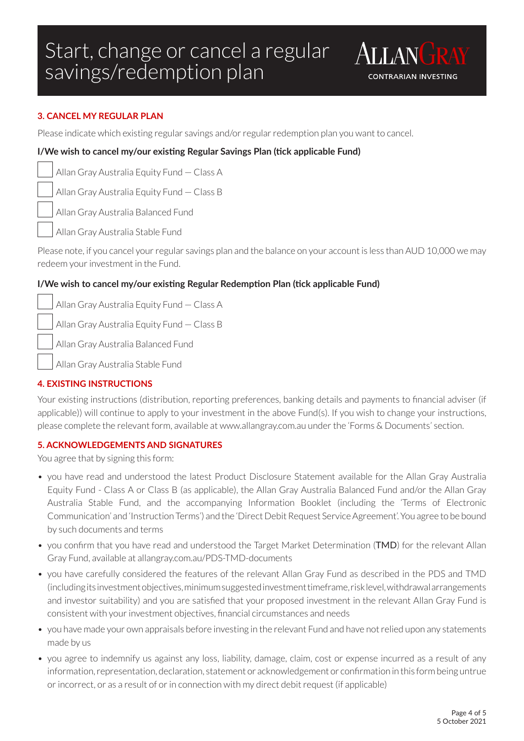## 3. CANCEL MY REGULAR PLAN

Please indicate which existing regular savings and/or regular redemption plan you want to cancel.

**I/We wish to cancel my/our existing Regular Savings Plan (tick applicable Fund)**

- [ ] Allan Gray Australia Equity Fund — Class A
- [ ] Allan Gray Australia Equity Fund — Class B
- [ ] Allan Gray Australia Balanced Fund
- [ ] Allan Gray Australia Stable Fund

Please note, if you cancel your regular savings plan and the balance on your account is less than AUD 10,000 we may redeem your investment in the Fund.

**I/We wish to cancel my/our existing Regular Redemption Plan (tick applicable Fund)**

- [ ] Allan Gray Australia Equity Fund — Class A
- [ ] Allan Gray Australia Equity Fund — Class B
- [ ] Allan Gray Australia Balanced Fund
- [ ] Allan Gray Australia Stable Fund

## 4. EXISTING INSTRUCTIONS

Your existing instructions (distribution, reporting preferences, banking details and payments to financial adviser (if applicable)) will continue to apply to your investment in the above Fund(s). If you wish to change your instructions, please complete the relevant form, available at www.allangray.com.au under the 'Forms & Documents' section.

## 5. ACKNOWLEDGEMENTS AND SIGNATURES

You agree that by signing this form:

- you have read and understood the latest Product Disclosure Statement available for the Allan Gray Australia Equity Fund - Class A or Class B (as applicable), the Allan Gray Australia Balanced Fund and/or the Allan Gray Australia Stable Fund, and the accompanying Information Booklet (including the 'Terms of Electronic Communication' and 'Instruction Terms') and the 'Direct Debit Request Service Agreement'. You agree to be bound by such documents and terms
- you confirm that you have read and understood the Target Market Determination (**TMD**) for the relevant Allan Gray Fund, available at allangray.com.au/PDS-TMD-documents
- you have carefully considered the features of the relevant Allan Gray Fund as described in the PDS and TMD (including its investment objectives, minimum suggested investment timeframe, risk level, withdrawal arrangements and investor suitability) and you are satisfied that your proposed investment in the relevant Allan Gray Fund is consistent with your investment objectives, financial circumstances and needs
- you have made your own appraisals before investing in the relevant Fund and have not relied upon any statements made by us
- you agree to indemnify us against any loss, liability, damage, claim, cost or expense incurred as a result of any information, representation, declaration, statement or acknowledgement or confirmation in this form being untrue or incorrect, or as a result of or in connection with my direct debit request (if applicable)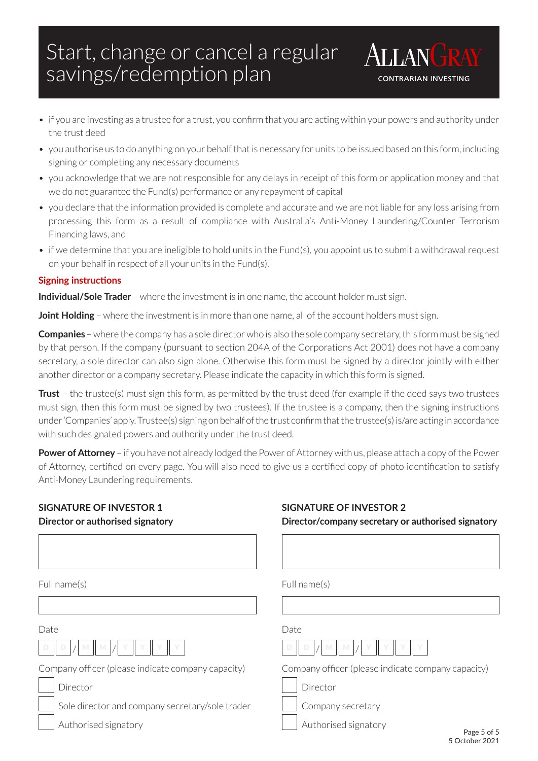- if you are investing as a trustee for a trust, you confirm that you are acting within your powers and authority under the trust deed
- you authorise us to do anything on your behalf that is necessary for units to be issued based on this form, including signing or completing any necessary documents
- you acknowledge that we are not responsible for any delays in receipt of this form or application money and that we do not guarantee the Fund(s) performance or any repayment of capital
- you declare that the information provided is complete and accurate and we are not liable for any loss arising from processing this form as a result of compliance with Australia's Anti-Money Laundering/Counter Terrorism Financing laws, and
- if we determine that you are ineligible to hold units in the Fund(s), you appoint us to submit a withdrawal request on your behalf in respect of all your units in the Fund(s).

## Signing instructions

**Individual/Sole Trader** – where the investment is in one name, the account holder must sign.

**Joint Holding** – where the investment is in more than one name, all of the account holders must sign.

**Companies** – where the company has a sole director who is also the sole company secretary, this form must be signed by that person. If the company (pursuant to section 204A of the Corporations Act 2001) does not have a company secretary, a sole director can also sign alone. Otherwise this form must be signed by a director jointly with either another director or a company secretary. Please indicate the capacity in which this form is signed.

**Trust** – the trustee(s) must sign this form, as permitted by the trust deed (for example if the deed says two trustees must sign, then this form must be signed by two trustees). If the trustee is a company, then the signing instructions under 'Companies' apply. Trustee(s) signing on behalf of the trust confirm that the trustee(s) is/are acting in accordance with such designated powers and authority under the trust deed.

**Power of Attorney** – if you have not already lodged the Power of Attorney with us, please attach a copy of the Power of Attorney, certified on every page. You will also need to give us a certified copy of photo identification to satisfy Anti-Money Laundering requirements.

**SIGNATURE OF INVESTOR 1**
**Director or authorised signatory**

Full name(s)

Date

D D / M M / Y Y Y Y

Company officer (please indicate company capacity)

- ☐ Director
- ☐ Sole director and company secretary/sole trader
- ☐ Authorised signatory

**SIGNATURE OF INVESTOR 2**
**Director/company secretary or authorised signatory**

Full name(s)

Date

D D / M M / Y Y Y Y

Company officer (please indicate company capacity)

- ☐ Director
- ☐ Company secretary
- ☐ Authorised signatory

5 October 2021